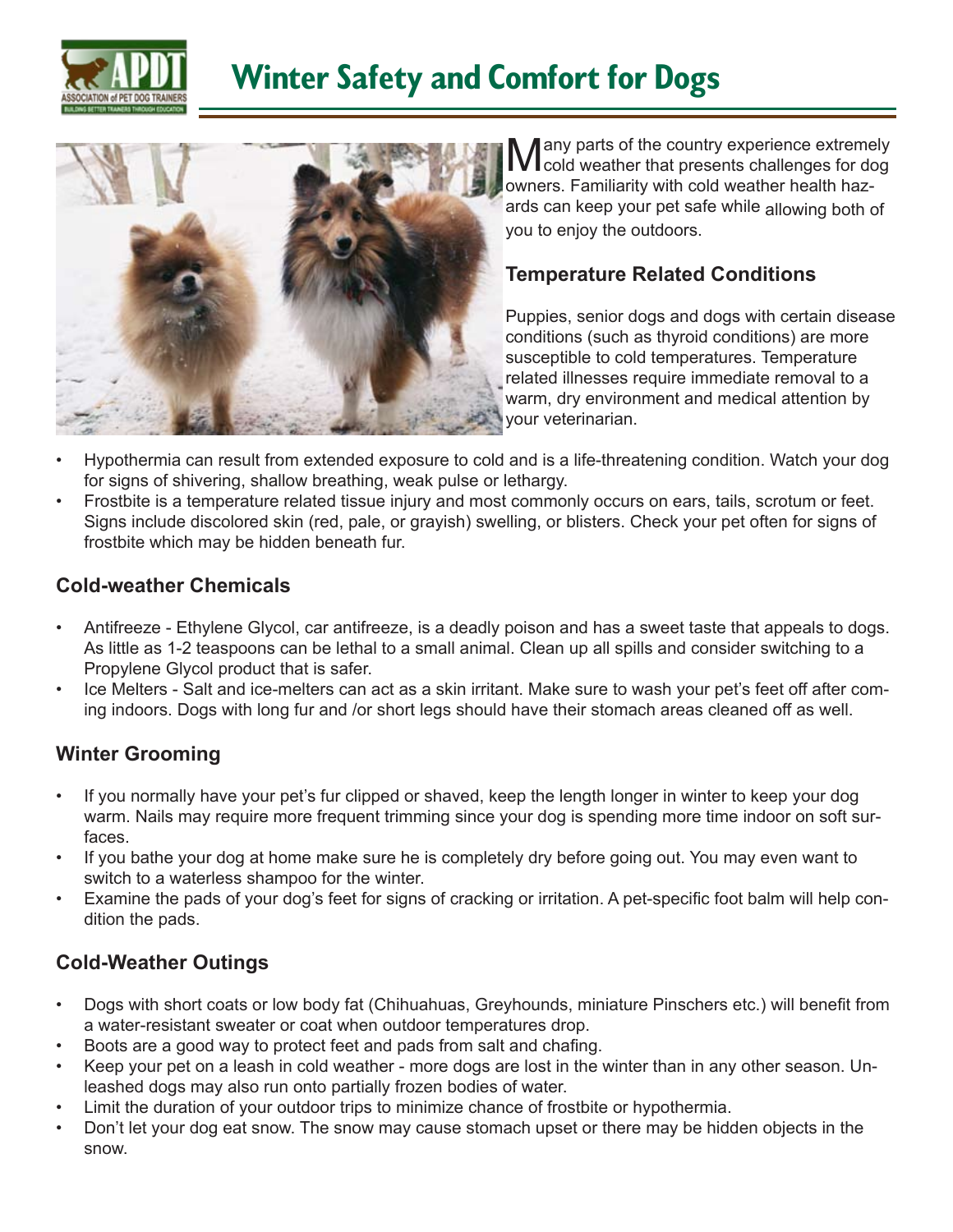# Winter Safety and Comfort for Dogs

Many parts of the country experience extremely cold weather that presents challenges for dog owners. Familiarity with cold weather health hazards can keep your pet safe while allowing both of you to enjoy the outdoors.

## Temperature Related Conditions

Puppies, senior dogs and dogs with certain disease conditions (such as thyroid conditions) are more susceptible to cold temperatures. Temperature related illnesses require immediate removal to a warm, dry environment and medical attention by your veterinarian.

- Hypothermia can result from extended exposure to cold and is a life-threatening condition. Watch your dog for signs of shivering, shallow breathing, weak pulse or lethargy.
- Frostbite is a temperature related tissue injury and most commonly occurs on ears, tails, scrotum or feet. Signs include discolored skin (red, pale, or grayish) swelling, or blisters. Check your pet often for signs of frostbite which may be hidden beneath fur.

## Cold-weather Chemicals

- Antifreeze - Ethylene Glycol, car antifreeze, is a deadly poison and has a sweet taste that appeals to dogs. As little as 1-2 teaspoons can be lethal to a small animal. Clean up all spills and consider switching to a Propylene Glycol product that is safer.
- Ice Melters - Salt and ice-melters can act as a skin irritant. Make sure to wash your pet's feet off after coming indoors. Dogs with long fur and /or short legs should have their stomach areas cleaned off as well.

## Winter Grooming

- If you normally have your pet's fur clipped or shaved, keep the length longer in winter to keep your dog warm. Nails may require more frequent trimming since your dog is spending more time indoor on soft surfaces.
- If you bathe your dog at home make sure he is completely dry before going out. You may even want to switch to a waterless shampoo for the winter.
- Examine the pads of your dog's feet for signs of cracking or irritation. A pet-specific foot balm will help condition the pads.

## Cold-Weather Outings

- Dogs with short coats or low body fat (Chihuahuas, Greyhounds, miniature Pinschers etc.) will benefit from a water-resistant sweater or coat when outdoor temperatures drop.
- Boots are a good way to protect feet and pads from salt and chafing.
- Keep your pet on a leash in cold weather - more dogs are lost in the winter than in any other season. Unleashed dogs may also run onto partially frozen bodies of water.
- Limit the duration of your outdoor trips to minimize chance of frostbite or hypothermia.
- Don't let your dog eat snow. The snow may cause stomach upset or there may be hidden objects in the snow.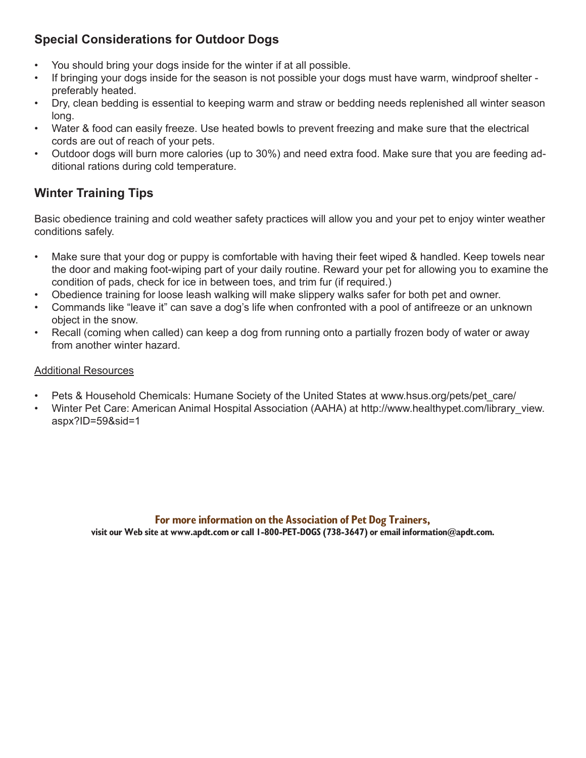## Special Considerations for Outdoor Dogs

- You should bring your dogs inside for the winter if at all possible.
- If bringing your dogs inside for the season is not possible your dogs must have warm, windproof shelter - preferably heated.
- Dry, clean bedding is essential to keeping warm and straw or bedding needs replenished all winter season long.
- Water & food can easily freeze. Use heated bowls to prevent freezing and make sure that the electrical cords are out of reach of your pets.
- Outdoor dogs will burn more calories (up to 30%) and need extra food. Make sure that you are feeding additional rations during cold temperature.

## Winter Training Tips

Basic obedience training and cold weather safety practices will allow you and your pet to enjoy winter weather conditions safely.

- Make sure that your dog or puppy is comfortable with having their feet wiped & handled. Keep towels near the door and making foot-wiping part of your daily routine. Reward your pet for allowing you to examine the condition of pads, check for ice in between toes, and trim fur (if required.)
- Obedience training for loose leash walking will make slippery walks safer for both pet and owner.
- Commands like "leave it" can save a dog's life when confronted with a pool of antifreeze or an unknown object in the snow.
- Recall (coming when called) can keep a dog from running onto a partially frozen body of water or away from another winter hazard.

Additional Resources

- Pets & Household Chemicals: Humane Society of the United States at www.hsus.org/pets/pet_care/
- Winter Pet Care: American Animal Hospital Association (AAHA) at http://www.healthypet.com/library_view.aspx?ID=59&sid=1

**For more information on the Association of Pet Dog Trainers,**
**visit our Web site at www.apdt.com or call 1-800-PET-DOGS (738-3647) or email information@apdt.com.**